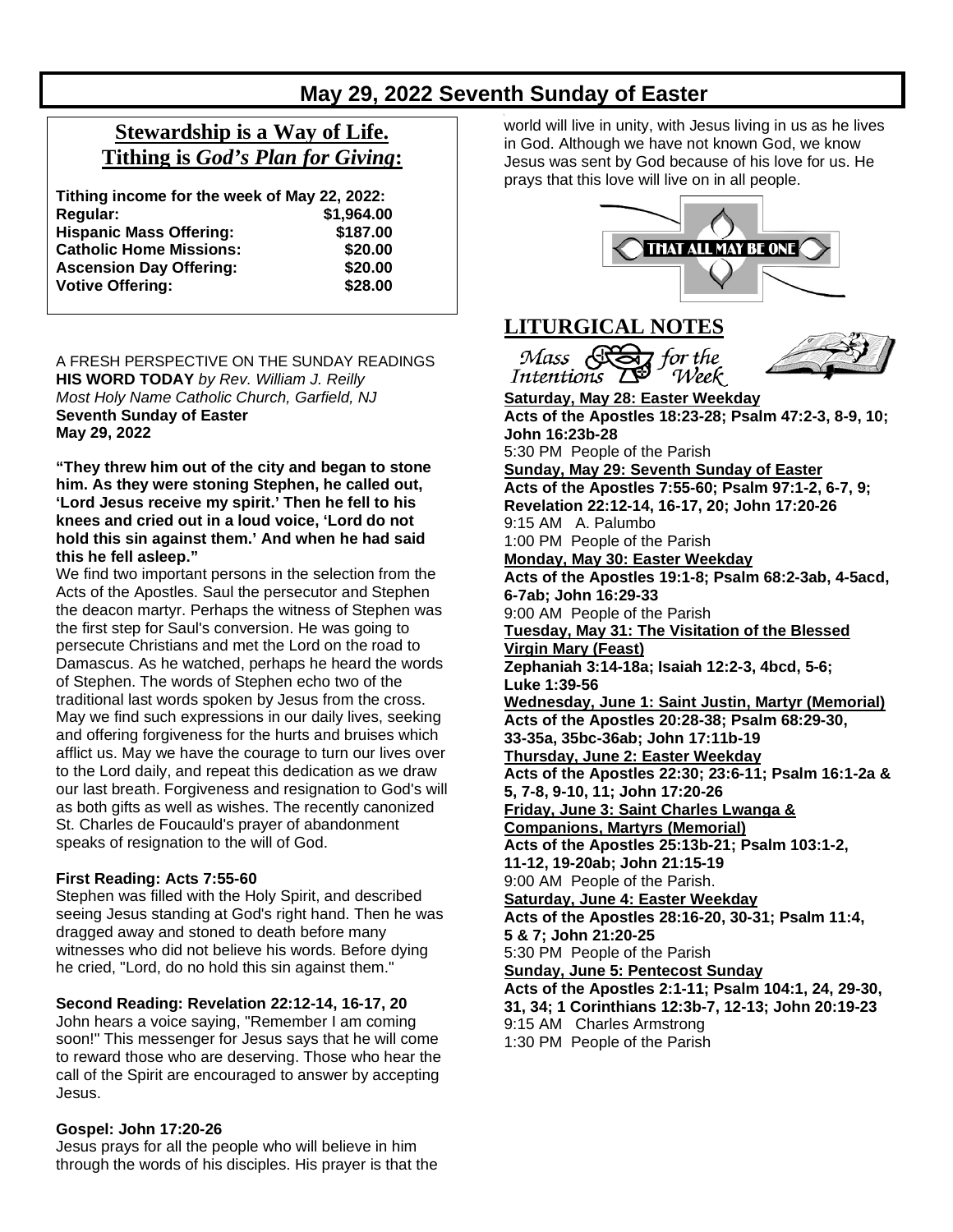# May 29, 2022 Seventh Sunday of Easter

## Stewardship is a Way of Life. Tithing is *God's Plan for Giving*:

**Tithing income for the week of May 22, 2022:**

| | |
|---|---|
| **Regular:** | **$1,964.00** |
| **Hispanic Mass Offering:** | **$187.00** |
| **Catholic Home Missions:** | **$20.00** |
| **Ascension Day Offering:** | **$20.00** |
| **Votive Offering:** | **$28.00** |

A FRESH PERSPECTIVE ON THE SUNDAY READINGS
**HIS WORD TODAY** *by Rev. William J. Reilly*
*Most Holy Name Catholic Church, Garfield, NJ*
**Seventh Sunday of Easter**
**May 29, 2022**

**"They threw him out of the city and began to stone him. As they were stoning Stephen, he called out, 'Lord Jesus receive my spirit.' Then he fell to his knees and cried out in a loud voice, 'Lord do not hold this sin against them.' And when he had said this he fell asleep."**

We find two important persons in the selection from the Acts of the Apostles. Saul the persecutor and Stephen the deacon martyr. Perhaps the witness of Stephen was the first step for Saul's conversion. He was going to persecute Christians and met the Lord on the road to Damascus. As he watched, perhaps he heard the words of Stephen. The words of Stephen echo two of the traditional last words spoken by Jesus from the cross. May we find such expressions in our daily lives, seeking and offering forgiveness for the hurts and bruises which afflict us. May we have the courage to turn our lives over to the Lord daily, and repeat this dedication as we draw our last breath. Forgiveness and resignation to God's will as both gifts as well as wishes. The recently canonized St. Charles de Foucauld's prayer of abandonment speaks of resignation to the will of God.

**First Reading: Acts 7:55-60**
Stephen was filled with the Holy Spirit, and described seeing Jesus standing at God's right hand. Then he was dragged away and stoned to death before many witnesses who did not believe his words. Before dying he cried, "Lord, do no hold this sin against them."

**Second Reading: Revelation 22:12-14, 16-17, 20**
John hears a voice saying, "Remember I am coming soon!" This messenger for Jesus says that he will come to reward those who are deserving. Those who hear the call of the Spirit are encouraged to answer by accepting Jesus.

**Gospel: John 17:20-26**
Jesus prays for all the people who will believe in him through the words of his disciples. His prayer is that the world will live in unity, with Jesus living in us as he lives in God. Although we have not known God, we know Jesus was sent by God because of his love for us. He prays that this love will live on in all people.

THAT ALL MAY BE ONE

## LITURGICAL NOTES

*Mass Intentions for the Week*

**Saturday, May 28: Easter Weekday**
**Acts of the Apostles 18:23-28; Psalm 47:2-3, 8-9, 10; John 16:23b-28**
5:30 PM People of the Parish

**Sunday, May 29: Seventh Sunday of Easter**
**Acts of the Apostles 7:55-60; Psalm 97:1-2, 6-7, 9; Revelation 22:12-14, 16-17, 20; John 17:20-26**
9:15 AM A. Palumbo
1:00 PM People of the Parish

**Monday, May 30: Easter Weekday**
**Acts of the Apostles 19:1-8; Psalm 68:2-3ab, 4-5acd, 6-7ab; John 16:29-33**
9:00 AM People of the Parish

**Tuesday, May 31: The Visitation of the Blessed Virgin Mary (Feast)**
**Zephaniah 3:14-18a; Isaiah 12:2-3, 4bcd, 5-6; Luke 1:39-56**

**Wednesday, June 1: Saint Justin, Martyr (Memorial)**
**Acts of the Apostles 20:28-38; Psalm 68:29-30, 33-35a, 35bc-36ab; John 17:11b-19**

**Thursday, June 2: Easter Weekday**
**Acts of the Apostles 22:30; 23:6-11; Psalm 16:1-2a & 5, 7-8, 9-10, 11; John 17:20-26**

**Friday, June 3: Saint Charles Lwanga & Companions, Martyrs (Memorial)**
**Acts of the Apostles 25:13b-21; Psalm 103:1-2, 11-12, 19-20ab; John 21:15-19**
9:00 AM People of the Parish.

**Saturday, June 4: Easter Weekday**
**Acts of the Apostles 28:16-20, 30-31; Psalm 11:4, 5 & 7; John 21:20-25**
5:30 PM People of the Parish

**Sunday, June 5: Pentecost Sunday**
**Acts of the Apostles 2:1-11; Psalm 104:1, 24, 29-30, 31, 34; 1 Corinthians 12:3b-7, 12-13; John 20:19-23**
9:15 AM Charles Armstrong
1:30 PM People of the Parish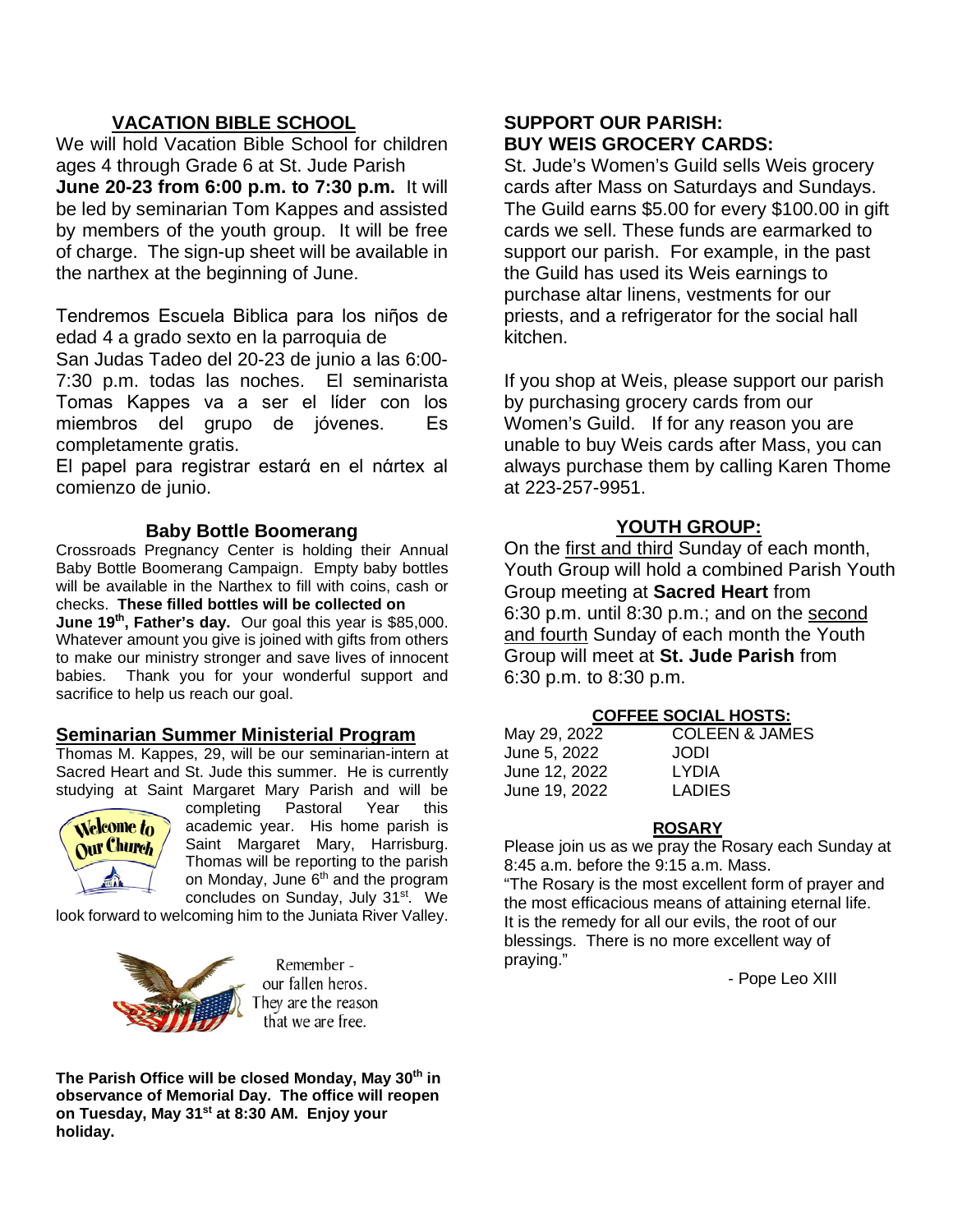## VACATION BIBLE SCHOOL

We will hold Vacation Bible School for children ages 4 through Grade 6 at St. Jude Parish **June 20-23 from 6:00 p.m. to 7:30 p.m.** It will be led by seminarian Tom Kappes and assisted by members of the youth group. It will be free of charge. The sign-up sheet will be available in the narthex at the beginning of June.

Tendremos Escuela Biblica para los niños de edad 4 a grado sexto en la parroquia de San Judas Tadeo del 20-23 de junio a las 6:00-7:30 p.m. todas las noches. El seminarista Tomas Kappes va a ser el líder con los miembros del grupo de jóvenes. Es completamente gratis.

El papel para registrar estará en el nártex al comienzo de junio.

### Baby Bottle Boomerang

Crossroads Pregnancy Center is holding their Annual Baby Bottle Boomerang Campaign. Empty baby bottles will be available in the Narthex to fill with coins, cash or checks. **These filled bottles will be collected on June 19th, Father's day.** Our goal this year is $85,000. Whatever amount you give is joined with gifts from others to make our ministry stronger and save lives of innocent babies. Thank you for your wonderful support and sacrifice to help us reach our goal.

### Seminarian Summer Ministerial Program

Thomas M. Kappes, 29, will be our seminarian-intern at Sacred Heart and St. Jude this summer. He is currently studying at Saint Margaret Mary Parish and will be completing Pastoral Year this academic year. His home parish is Saint Margaret Mary, Harrisburg. Thomas will be reporting to the parish on Monday, June 6th and the program concludes on Sunday, July 31st. We look forward to welcoming him to the Juniata River Valley.

Remember - our fallen heros. They are the reason that we are free.

**The Parish Office will be closed Monday, May 30th in observance of Memorial Day. The office will reopen on Tuesday, May 31st at 8:30 AM. Enjoy your holiday.**

## SUPPORT OUR PARISH: BUY WEIS GROCERY CARDS:

St. Jude's Women's Guild sells Weis grocery cards after Mass on Saturdays and Sundays. The Guild earns $5.00 for every $100.00 in gift cards we sell. These funds are earmarked to support our parish. For example, in the past the Guild has used its Weis earnings to purchase altar linens, vestments for our priests, and a refrigerator for the social hall kitchen.

If you shop at Weis, please support our parish by purchasing grocery cards from our Women's Guild. If for any reason you are unable to buy Weis cards after Mass, you can always purchase them by calling Karen Thome at 223-257-9951.

## YOUTH GROUP:

On the first and third Sunday of each month, Youth Group will hold a combined Parish Youth Group meeting at **Sacred Heart** from 6:30 p.m. until 8:30 p.m.; and on the second and fourth Sunday of each month the Youth Group will meet at **St. Jude Parish** from 6:30 p.m. to 8:30 p.m.

### COFFEE SOCIAL HOSTS:

| | |
|---|---|
| May 29, 2022 | COLEEN & JAMES |
| June 5, 2022 | JODI |
| June 12, 2022 | LYDIA |
| June 19, 2022 | LADIES |

### ROSARY

Please join us as we pray the Rosary each Sunday at 8:45 a.m. before the 9:15 a.m. Mass.

"The Rosary is the most excellent form of prayer and the most efficacious means of attaining eternal life. It is the remedy for all our evils, the root of our blessings. There is no more excellent way of praying."

- Pope Leo XIII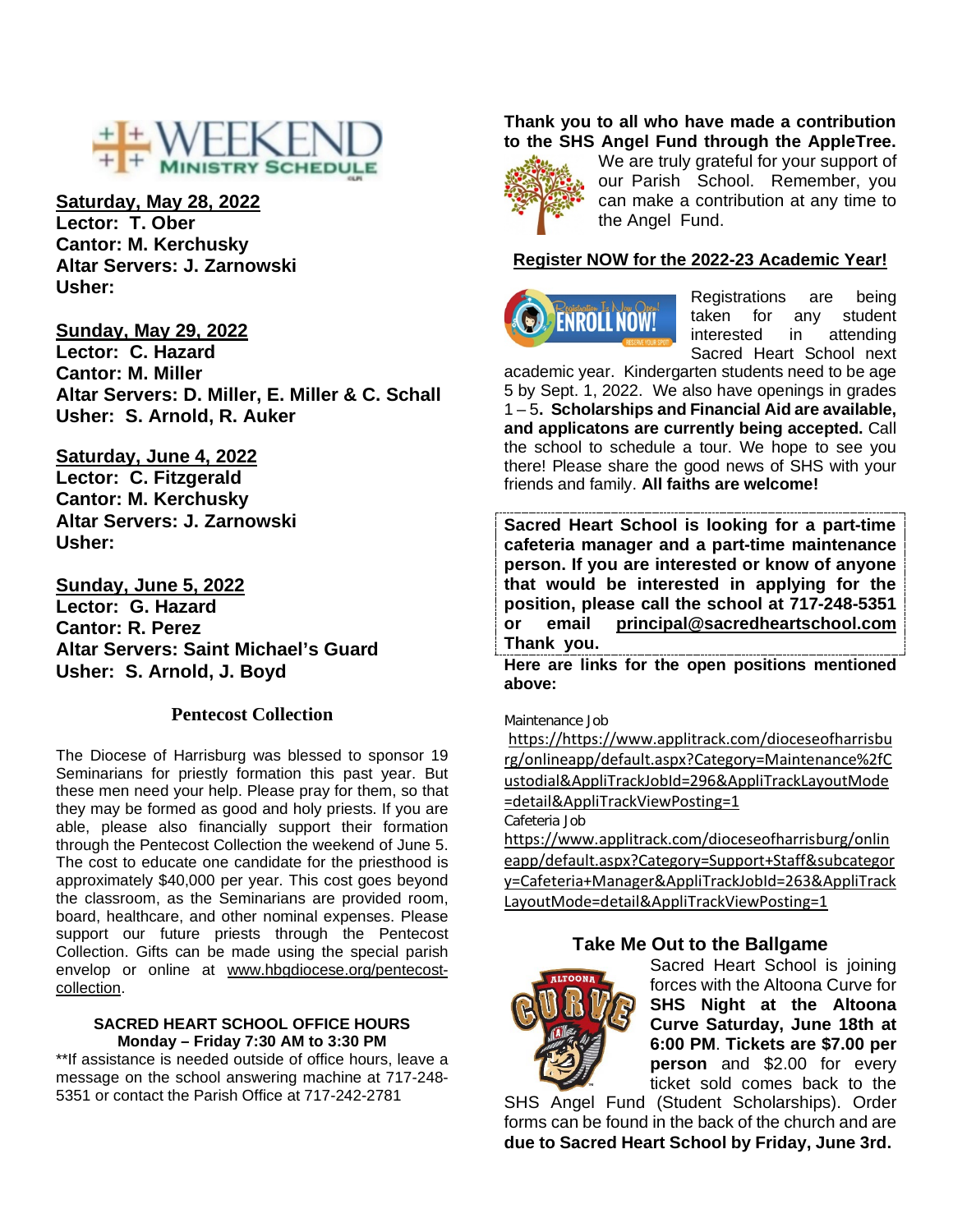# WEEKEND MINISTRY SCHEDULE

**Saturday, May 28, 2022**
**Lector: T. Ober**
**Cantor: M. Kerchusky**
**Altar Servers: J. Zarnowski**
**Usher:**

**Sunday, May 29, 2022**
**Lector: C. Hazard**
**Cantor: M. Miller**
**Altar Servers: D. Miller, E. Miller & C. Schall**
**Usher: S. Arnold, R. Auker**

**Saturday, June 4, 2022**
**Lector: C. Fitzgerald**
**Cantor: M. Kerchusky**
**Altar Servers: J. Zarnowski**
**Usher:**

**Sunday, June 5, 2022**
**Lector: G. Hazard**
**Cantor: R. Perez**
**Altar Servers: Saint Michael's Guard**
**Usher: S. Arnold, J. Boyd**

## Pentecost Collection

The Diocese of Harrisburg was blessed to sponsor 19 Seminarians for priestly formation this past year. But these men need your help. Please pray for them, so that they may be formed as good and holy priests. If you are able, please also financially support their formation through the Pentecost Collection the weekend of June 5. The cost to educate one candidate for the priesthood is approximately $40,000 per year. This cost goes beyond the classroom, as the Seminarians are provided room, board, healthcare, and other nominal expenses. Please support our future priests through the Pentecost Collection. Gifts can be made using the special parish envelop or online at www.hbgdiocese.org/pentecost-collection.

**SACRED HEART SCHOOL OFFICE HOURS**
**Monday – Friday 7:30 AM to 3:30 PM**
**If assistance is needed outside of office hours, leave a message on the school answering machine at 717-248-5351 or contact the Parish Office at 717-242-2781

**Thank you to all who have made a contribution to the SHS Angel Fund through the AppleTree.** We are truly grateful for your support of our Parish School. Remember, you can make a contribution at any time to the Angel Fund.

## Register NOW for the 2022-23 Academic Year!

Registrations are being taken for any student interested in attending Sacred Heart School next academic year. Kindergarten students need to be age 5 by Sept. 1, 2022. We also have openings in grades 1 – 5. **Scholarships and Financial Aid are available, and applicatons are currently being accepted.** Call the school to schedule a tour. We hope to see you there! Please share the good news of SHS with your friends and family. **All faiths are welcome!**

**Sacred Heart School is looking for a part-time cafeteria manager and a part-time maintenance person. If you are interested or know of anyone that would be interested in applying for the position, please call the school at 717-248-5351 or email principal@sacredheartschool.com Thank you.**

**Here are links for the open positions mentioned above:**

Maintenance Job
https://https://www.applitrack.com/dioceseofharrisburg/onlineapp/default.aspx?Category=Maintenance%2fCustodial&AppliTrackJobId=296&AppliTrackLayoutMode=detail&AppliTrackViewPosting=1

Cafeteria Job
https://www.applitrack.com/dioceseofharrisburg/onlineapp/default.aspx?Category=Support+Staff&subcategory=Cafeteria+Manager&AppliTrackJobId=263&AppliTrackLayoutMode=detail&AppliTrackViewPosting=1

## Take Me Out to the Ballgame

Sacred Heart School is joining forces with the Altoona Curve for **SHS Night at the Altoona Curve Saturday, June 18th at 6:00 PM**. **Tickets are $7.00 per person** and $2.00 for every ticket sold comes back to the SHS Angel Fund (Student Scholarships). Order forms can be found in the back of the church and are **due to Sacred Heart School by Friday, June 3rd.**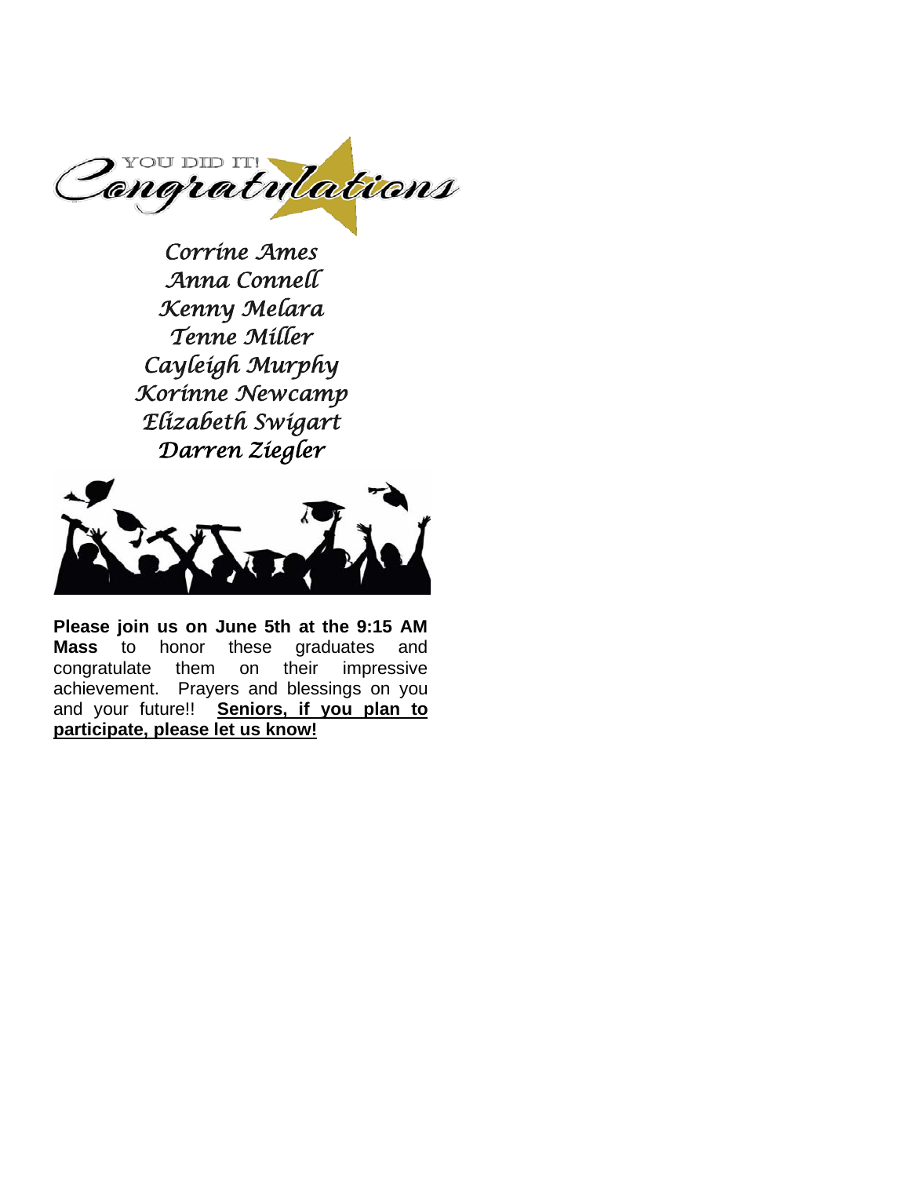YOU DID IT!

# Congratulations

*Corrine Ames*
*Anna Connell*
*Kenny Melara*
*Tenne Miller*
*Cayleigh Murphy*
*Korinne Newcamp*
*Elizabeth Swigart*
*Darren Ziegler*

**Please join us on June 5th at the 9:15 AM Mass** to honor these graduates and congratulate them on their impressive achievement. Prayers and blessings on you and your future!! **<u>Seniors, if you plan to participate, please let us know!</u>**